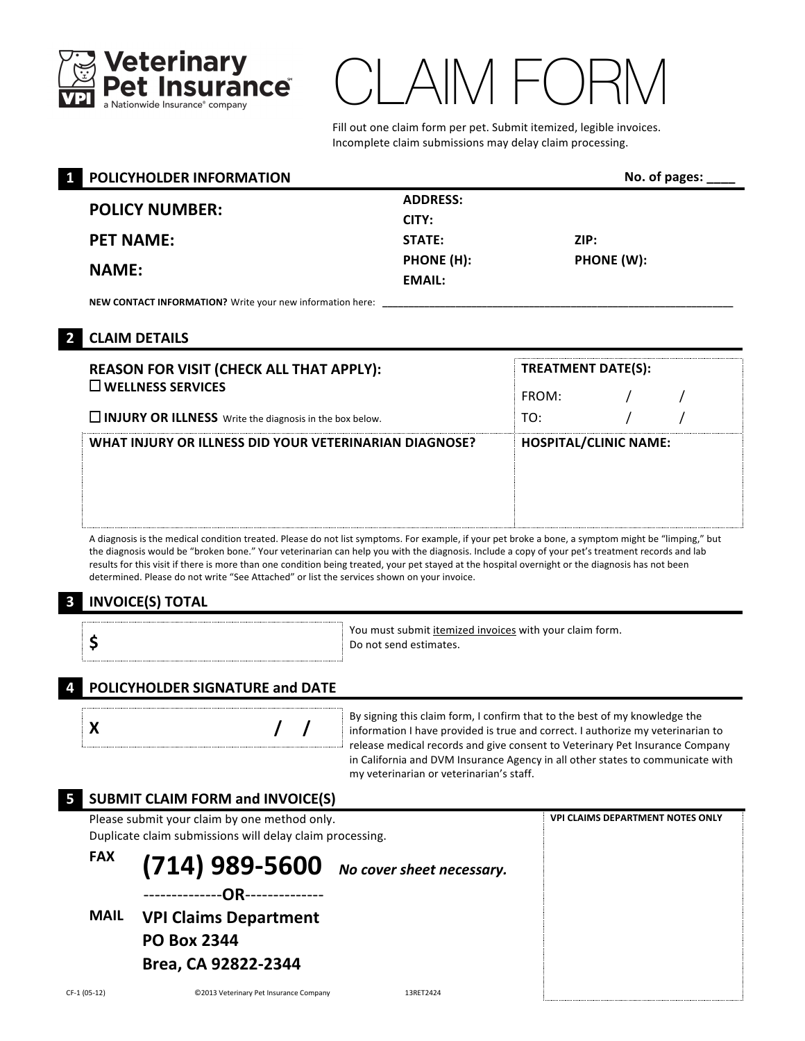**Veterinary Pet Insurance**
a Nationwide Insurance® company

# CLAIM FORM

Fill out one claim form per pet. Submit itemized, legible invoices.
Incomplete claim submissions may delay claim processing.

## 1 POLICYHOLDER INFORMATION

No. of pages: ____

**POLICY NUMBER:**

**PET NAME:**

**NAME:**

**ADDRESS:**

**CITY:**

**STATE:** **ZIP:**

**PHONE (H):** **PHONE (W):**

**EMAIL:**

**NEW CONTACT INFORMATION?** Write your new information here: ________________________________________________

## 2 CLAIM DETAILS

**REASON FOR VISIT (CHECK ALL THAT APPLY):**

☐ **WELLNESS SERVICES**

☐ **INJURY OR ILLNESS** Write the diagnosis in the box below.

**TREATMENT DATE(S):**

FROM: / /

TO: / /

**WHAT INJURY OR ILLNESS DID YOUR VETERINARIAN DIAGNOSE?**

**HOSPITAL/CLINIC NAME:**

A diagnosis is the medical condition treated. Please do not list symptoms. For example, if your pet broke a bone, a symptom might be "limping," but the diagnosis would be "broken bone." Your veterinarian can help you with the diagnosis. Include a copy of your pet's treatment records and lab results for this visit if there is more than one condition being treated, your pet stayed at the hospital overnight or the diagnosis has not been determined. Please do not write "See Attached" or list the services shown on your invoice.

## 3 INVOICE(S) TOTAL

**$**

You must submit itemized invoices with your claim form.
Do not send estimates.

## 4 POLICYHOLDER SIGNATURE and DATE

**X** / /

By signing this claim form, I confirm that to the best of my knowledge the information I have provided is true and correct. I authorize my veterinarian to release medical records and give consent to Veterinary Pet Insurance Company in California and DVM Insurance Agency in all other states to communicate with my veterinarian or veterinarian's staff.

## 5 SUBMIT CLAIM FORM and INVOICE(S)

Please submit your claim by one method only.
Duplicate claim submissions will delay claim processing.

**FAX** **(714) 989-5600** ***No cover sheet necessary.***

--------------**OR**--------------

**MAIL** **VPI Claims Department**
**PO Box 2344**
**Brea, CA 92822-2344**

**VPI CLAIMS DEPARTMENT NOTES ONLY**

CF-1 (05-12) ©2013 Veterinary Pet Insurance Company 13RET2424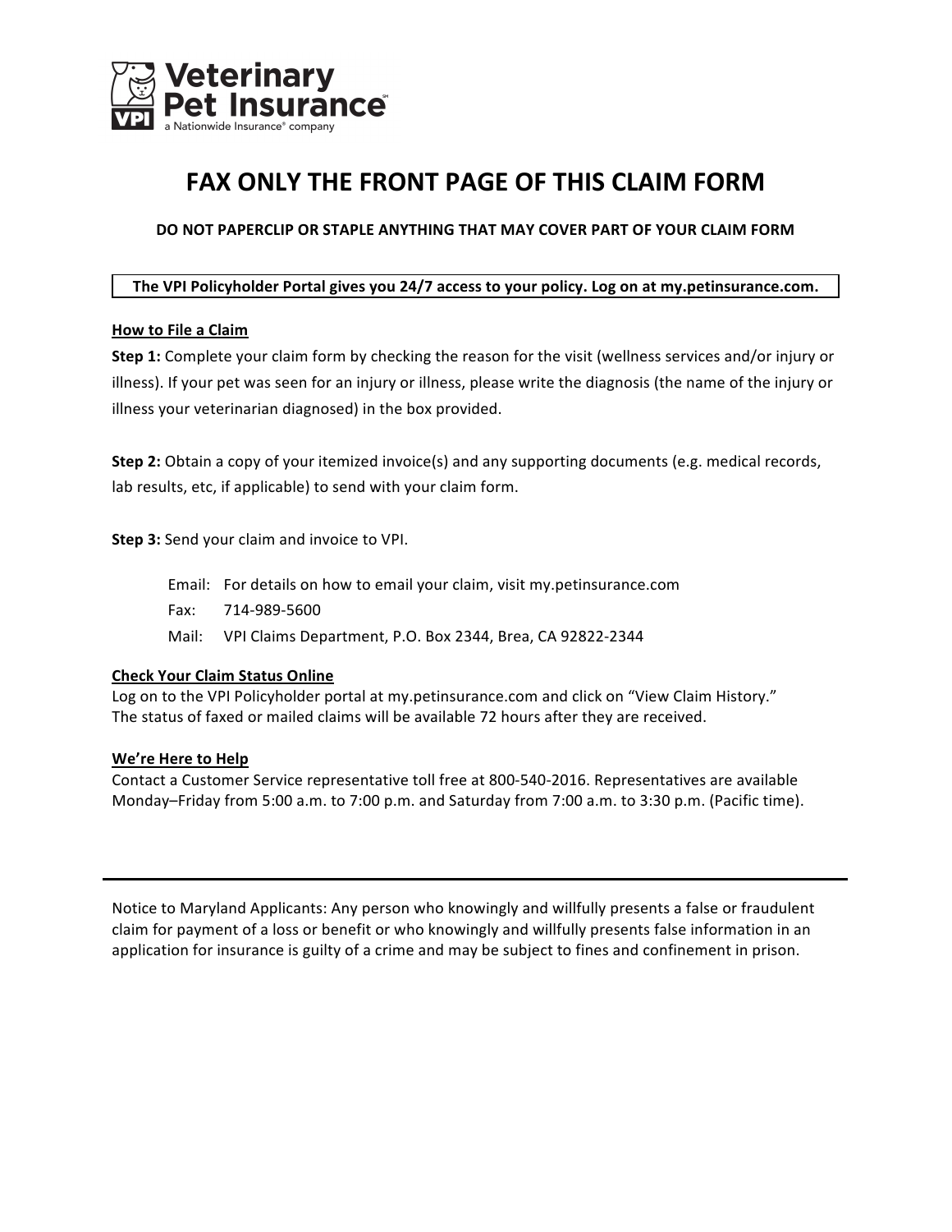Veterinary Pet Insurance

VPI

a Nationwide Insurance® company

# FAX ONLY THE FRONT PAGE OF THIS CLAIM FORM

**DO NOT PAPERCLIP OR STAPLE ANYTHING THAT MAY COVER PART OF YOUR CLAIM FORM**

**The VPI Policyholder Portal gives you 24/7 access to your policy. Log on at my.petinsurance.com.**

**How to File a Claim**

**Step 1:** Complete your claim form by checking the reason for the visit (wellness services and/or injury or illness). If your pet was seen for an injury or illness, please write the diagnosis (the name of the injury or illness your veterinarian diagnosed) in the box provided.

**Step 2:** Obtain a copy of your itemized invoice(s) and any supporting documents (e.g. medical records, lab results, etc, if applicable) to send with your claim form.

**Step 3:** Send your claim and invoice to VPI.

Email: For details on how to email your claim, visit my.petinsurance.com

Fax: 714-989-5600

Mail: VPI Claims Department, P.O. Box 2344, Brea, CA 92822-2344

**Check Your Claim Status Online**

Log on to the VPI Policyholder portal at my.petinsurance.com and click on "View Claim History."
The status of faxed or mailed claims will be available 72 hours after they are received.

**We're Here to Help**

Contact a Customer Service representative toll free at 800-540-2016. Representatives are available Monday–Friday from 5:00 a.m. to 7:00 p.m. and Saturday from 7:00 a.m. to 3:30 p.m. (Pacific time).

---

Notice to Maryland Applicants: Any person who knowingly and willfully presents a false or fraudulent claim for payment of a loss or benefit or who knowingly and willfully presents false information in an application for insurance is guilty of a crime and may be subject to fines and confinement in prison.